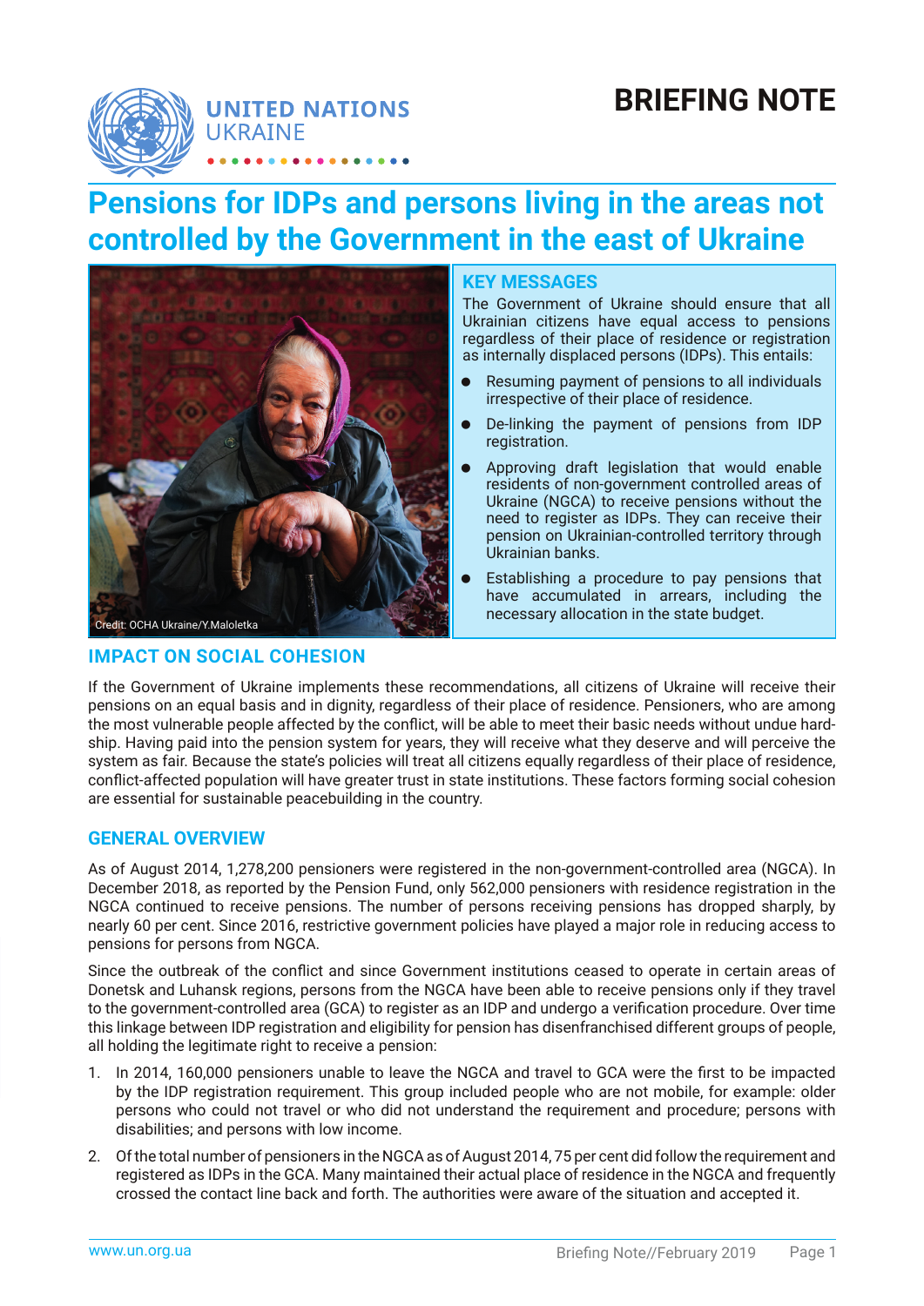UNITED NATIONS UKRAINE

# BRIEFING NOTE

# Pensions for IDPs and persons living in the areas not controlled by the Government in the east of Ukraine

Credit: OCHA Ukraine/Y.Maloletka

## KEY MESSAGES

The Government of Ukraine should ensure that all Ukrainian citizens have equal access to pensions regardless of their place of residence or registration as internally displaced persons (IDPs). This entails:

- Resuming payment of pensions to all individuals irrespective of their place of residence.
- De-linking the payment of pensions from IDP registration.
- Approving draft legislation that would enable residents of non-government controlled areas of Ukraine (NGCA) to receive pensions without the need to register as IDPs. They can receive their pension on Ukrainian-controlled territory through Ukrainian banks.
- Establishing a procedure to pay pensions that have accumulated in arrears, including the necessary allocation in the state budget.

## IMPACT ON SOCIAL COHESION

If the Government of Ukraine implements these recommendations, all citizens of Ukraine will receive their pensions on an equal basis and in dignity, regardless of their place of residence. Pensioners, who are among the most vulnerable people affected by the conflict, will be able to meet their basic needs without undue hardship. Having paid into the pension system for years, they will receive what they deserve and will perceive the system as fair. Because the state's policies will treat all citizens equally regardless of their place of residence, conflict-affected population will have greater trust in state institutions. These factors forming social cohesion are essential for sustainable peacebuilding in the country.

## GENERAL OVERVIEW

As of August 2014, 1,278,200 pensioners were registered in the non-government-controlled area (NGCA). In December 2018, as reported by the Pension Fund, only 562,000 pensioners with residence registration in the NGCA continued to receive pensions. The number of persons receiving pensions has dropped sharply, by nearly 60 per cent. Since 2016, restrictive government policies have played a major role in reducing access to pensions for persons from NGCA.

Since the outbreak of the conflict and since Government institutions ceased to operate in certain areas of Donetsk and Luhansk regions, persons from the NGCA have been able to receive pensions only if they travel to the government-controlled area (GCA) to register as an IDP and undergo a verification procedure. Over time this linkage between IDP registration and eligibility for pension has disenfranchised different groups of people, all holding the legitimate right to receive a pension:

1. In 2014, 160,000 pensioners unable to leave the NGCA and travel to GCA were the first to be impacted by the IDP registration requirement. This group included people who are not mobile, for example: older persons who could not travel or who did not understand the requirement and procedure; persons with disabilities; and persons with low income.
2. Of the total number of pensioners in the NGCA as of August 2014, 75 per cent did follow the requirement and registered as IDPs in the GCA. Many maintained their actual place of residence in the NGCA and frequently crossed the contact line back and forth. The authorities were aware of the situation and accepted it.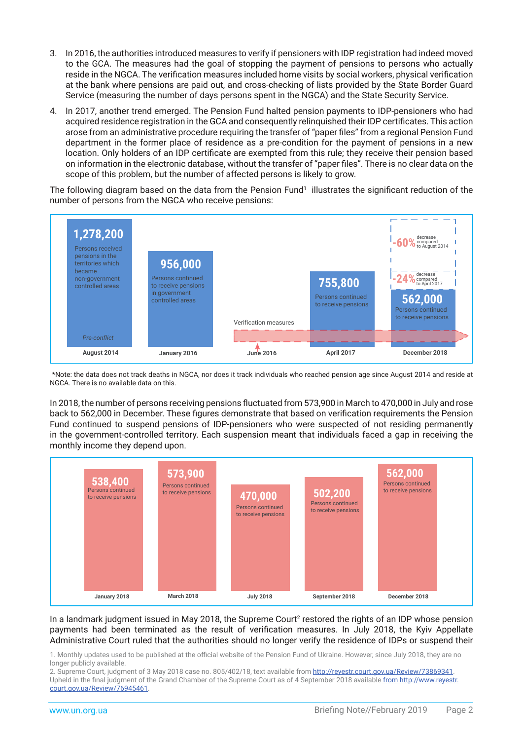3. In 2016, the authorities introduced measures to verify if pensioners with IDP registration had indeed moved to the GCA. The measures had the goal of stopping the payment of pensions to persons who actually reside in the NGCA. The verification measures included home visits by social workers, physical verification at the bank where pensions are paid out, and cross-checking of lists provided by the State Border Guard Service (measuring the number of days persons spent in the NGCA) and the State Security Service.

4. In 2017, another trend emerged. The Pension Fund halted pension payments to IDP-pensioners who had acquired residence registration in the GCA and consequently relinquished their IDP certificates. This action arose from an administrative procedure requiring the transfer of "paper files" from a regional Pension Fund department in the former place of residence as a pre-condition for the payment of pensions in a new location. Only holders of an IDP certificate are exempted from this rule; they receive their pension based on information in the electronic database, without the transfer of "paper files". There is no clear data on the scope of this problem, but the number of affected persons is likely to grow.

The following diagram based on the data from the Pension Fund[1] illustrates the significant reduction of the number of persons from the NGCA who receive pensions:

| Date | Number | Description |
|---|---|---|
| August 2014 | 1,278,200 | Persons received pensions in the territories which became non-government controlled areas (Pre-conflict) |
| January 2016 | 956,000 | Persons continued to receive pensions in government controlled areas |
| June 2016 | | Verification measures |
| April 2017 | 755,800 | Persons continued to receive pensions |
| December 2018 | 562,000 | Persons continued to receive pensions (-60% decrease compared to August 2014; -24% decrease compared to April 2017) |

*Note: the data does not track deaths in NGCA, nor does it track individuals who reached pension age since August 2014 and reside at NGCA. There is no available data on this.

In 2018, the number of persons receiving pensions fluctuated from 573,900 in March to 470,000 in July and rose back to 562,000 in December. These figures demonstrate that based on verification requirements the Pension Fund continued to suspend pensions of IDP-pensioners who were suspected of not residing permanently in the government-controlled territory. Each suspension meant that individuals faced a gap in receiving the monthly income they depend upon.

| Date | Persons continued to receive pensions |
|---|---|
| January 2018 | 538,400 |
| March 2018 | 573,900 |
| July 2018 | 470,000 |
| September 2018 | 502,200 |
| December 2018 | 562,000 |

In a landmark judgment issued in May 2018, the Supreme Court[2] restored the rights of an IDP whose pension payments had been terminated as the result of verification measures. In July 2018, the Kyiv Appellate Administrative Court ruled that the authorities should no longer verify the residence of IDPs or suspend their

1. Monthly updates used to be published at the official website of the Pension Fund of Ukraine. However, since July 2018, they are no longer publicly available.

2. Supreme Court, judgment of 3 May 2018 case no. 805/402/18, text available from http://reyestr.court.gov.ua/Review/73869341. Upheld in the final judgment of the Grand Chamber of the Supreme Court as of 4 September 2018 available from http://www.reyestr.court.gov.ua/Review/76945461.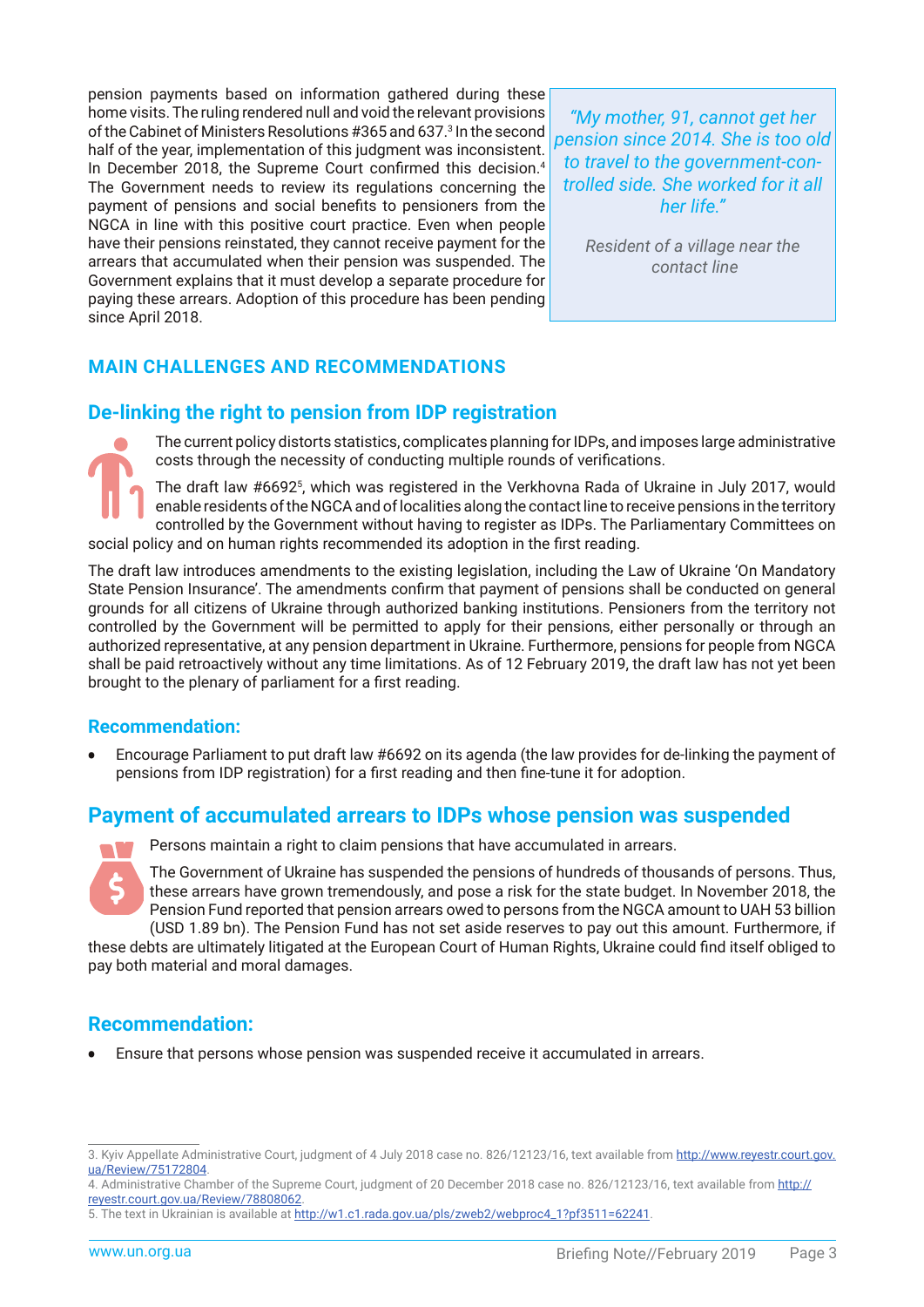pension payments based on information gathered during these home visits. The ruling rendered null and void the relevant provisions of the Cabinet of Ministers Resolutions #365 and 637.[3] In the second half of the year, implementation of this judgment was inconsistent. In December 2018, the Supreme Court confirmed this decision.[4] The Government needs to review its regulations concerning the payment of pensions and social benefits to pensioners from the NGCA in line with this positive court practice. Even when people have their pensions reinstated, they cannot receive payment for the arrears that accumulated when their pension was suspended. The Government explains that it must develop a separate procedure for paying these arrears. Adoption of this procedure has been pending since April 2018.

> *"My mother, 91, cannot get her pension since 2014. She is too old to travel to the government-controlled side. She worked for it all her life."*
>
> *Resident of a village near the contact line*

## MAIN CHALLENGES AND RECOMMENDATIONS

### De-linking the right to pension from IDP registration

The current policy distorts statistics, complicates planning for IDPs, and imposes large administrative costs through the necessity of conducting multiple rounds of verifications.

The draft law #6692[5], which was registered in the Verkhovna Rada of Ukraine in July 2017, would enable residents of the NGCA and of localities along the contact line to receive pensions in the territory controlled by the Government without having to register as IDPs. The Parliamentary Committees on social policy and on human rights recommended its adoption in the first reading.

The draft law introduces amendments to the existing legislation, including the Law of Ukraine 'On Mandatory State Pension Insurance'. The amendments confirm that payment of pensions shall be conducted on general grounds for all citizens of Ukraine through authorized banking institutions. Pensioners from the territory not controlled by the Government will be permitted to apply for their pensions, either personally or through an authorized representative, at any pension department in Ukraine. Furthermore, pensions for people from NGCA shall be paid retroactively without any time limitations. As of 12 February 2019, the draft law has not yet been brought to the plenary of parliament for a first reading.

### Recommendation:

- Encourage Parliament to put draft law #6692 on its agenda (the law provides for de-linking the payment of pensions from IDP registration) for a first reading and then fine-tune it for adoption.

### Payment of accumulated arrears to IDPs whose pension was suspended

Persons maintain a right to claim pensions that have accumulated in arrears.

The Government of Ukraine has suspended the pensions of hundreds of thousands of persons. Thus, these arrears have grown tremendously, and pose a risk for the state budget. In November 2018, the Pension Fund reported that pension arrears owed to persons from the NGCA amount to UAH 53 billion (USD 1.89 bn). The Pension Fund has not set aside reserves to pay out this amount. Furthermore, if these debts are ultimately litigated at the European Court of Human Rights, Ukraine could find itself obliged to pay both material and moral damages.

### Recommendation:

- Ensure that persons whose pension was suspended receive it accumulated in arrears.

---

3. Kyiv Appellate Administrative Court, judgment of 4 July 2018 case no. 826/12123/16, text available from http://www.reyestr.court.gov.ua/Review/75172804.
4. Administrative Chamber of the Supreme Court, judgment of 20 December 2018 case no. 826/12123/16, text available from http://reyestr.court.gov.ua/Review/78808062.
5. The text in Ukrainian is available at http://w1.c1.rada.gov.ua/pls/zweb2/webproc4_1?pf3511=62241.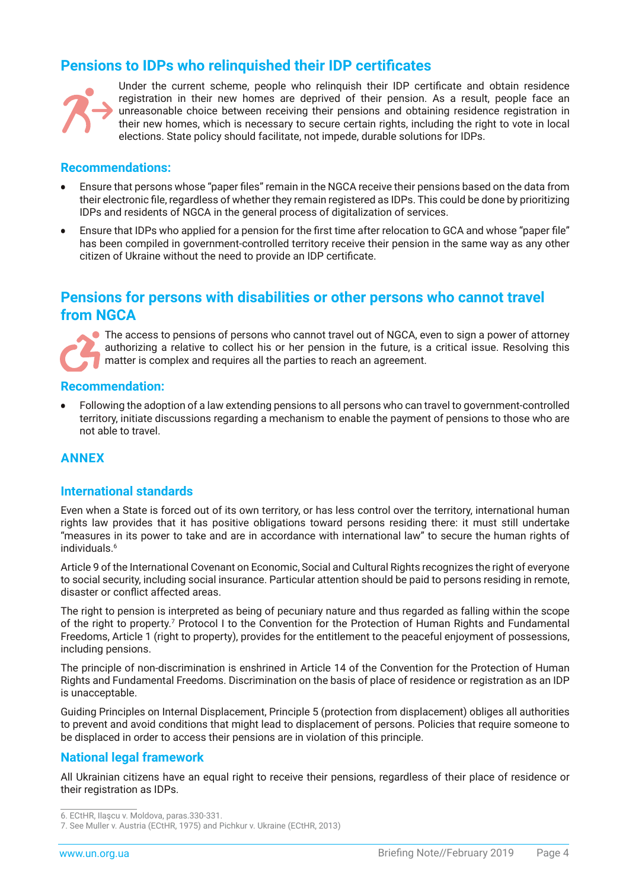## Pensions to IDPs who relinquished their IDP certificates

Under the current scheme, people who relinquish their IDP certificate and obtain residence registration in their new homes are deprived of their pension. As a result, people face an unreasonable choice between receiving their pensions and obtaining residence registration in their new homes, which is necessary to secure certain rights, including the right to vote in local elections. State policy should facilitate, not impede, durable solutions for IDPs.

### Recommendations:

- Ensure that persons whose "paper files" remain in the NGCA receive their pensions based on the data from their electronic file, regardless of whether they remain registered as IDPs. This could be done by prioritizing IDPs and residents of NGCA in the general process of digitalization of services.
- Ensure that IDPs who applied for a pension for the first time after relocation to GCA and whose "paper file" has been compiled in government-controlled territory receive their pension in the same way as any other citizen of Ukraine without the need to provide an IDP certificate.

## Pensions for persons with disabilities or other persons who cannot travel from NGCA

The access to pensions of persons who cannot travel out of NGCA, even to sign a power of attorney authorizing a relative to collect his or her pension in the future, is a critical issue. Resolving this matter is complex and requires all the parties to reach an agreement.

### Recommendation:

- Following the adoption of a law extending pensions to all persons who can travel to government-controlled territory, initiate discussions regarding a mechanism to enable the payment of pensions to those who are not able to travel.

## ANNEX

### International standards

Even when a State is forced out of its own territory, or has less control over the territory, international human rights law provides that it has positive obligations toward persons residing there: it must still undertake "measures in its power to take and are in accordance with international law" to secure the human rights of individuals.[6]

Article 9 of the International Covenant on Economic, Social and Cultural Rights recognizes the right of everyone to social security, including social insurance. Particular attention should be paid to persons residing in remote, disaster or conflict affected areas.

The right to pension is interpreted as being of pecuniary nature and thus regarded as falling within the scope of the right to property.[7] Protocol I to the Convention for the Protection of Human Rights and Fundamental Freedoms, Article 1 (right to property), provides for the entitlement to the peaceful enjoyment of possessions, including pensions.

The principle of non-discrimination is enshrined in Article 14 of the Convention for the Protection of Human Rights and Fundamental Freedoms. Discrimination on the basis of place of residence or registration as an IDP is unacceptable.

Guiding Principles on Internal Displacement, Principle 5 (protection from displacement) obliges all authorities to prevent and avoid conditions that might lead to displacement of persons. Policies that require someone to be displaced in order to access their pensions are in violation of this principle.

### National legal framework

All Ukrainian citizens have an equal right to receive their pensions, regardless of their place of residence or their registration as IDPs.

---

6. ECtHR, Ilaşcu v. Moldova, paras.330-331.
7. See Muller v. Austria (ECtHR, 1975) and Pichkur v. Ukraine (ECtHR, 2013)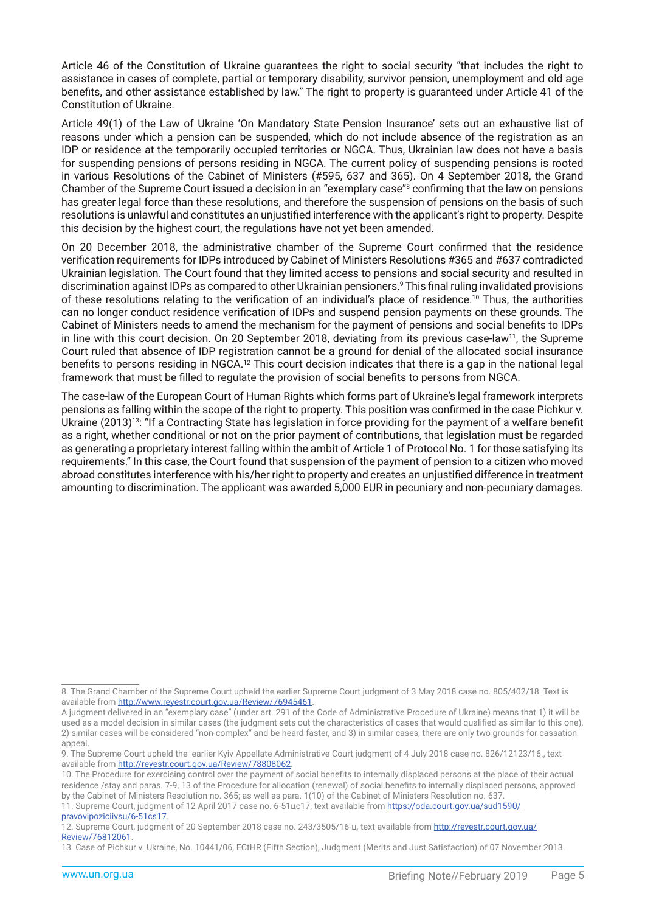Article 46 of the Constitution of Ukraine guarantees the right to social security "that includes the right to assistance in cases of complete, partial or temporary disability, survivor pension, unemployment and old age benefits, and other assistance established by law." The right to property is guaranteed under Article 41 of the Constitution of Ukraine.

Article 49(1) of the Law of Ukraine 'On Mandatory State Pension Insurance' sets out an exhaustive list of reasons under which a pension can be suspended, which do not include absence of the registration as an IDP or residence at the temporarily occupied territories or NGCA. Thus, Ukrainian law does not have a basis for suspending pensions of persons residing in NGCA. The current policy of suspending pensions is rooted in various Resolutions of the Cabinet of Ministers (#595, 637 and 365). On 4 September 2018, the Grand Chamber of the Supreme Court issued a decision in an "exemplary case"[8] confirming that the law on pensions has greater legal force than these resolutions, and therefore the suspension of pensions on the basis of such resolutions is unlawful and constitutes an unjustified interference with the applicant's right to property. Despite this decision by the highest court, the regulations have not yet been amended.

On 20 December 2018, the administrative chamber of the Supreme Court confirmed that the residence verification requirements for IDPs introduced by Cabinet of Ministers Resolutions #365 and #637 contradicted Ukrainian legislation. The Court found that they limited access to pensions and social security and resulted in discrimination against IDPs as compared to other Ukrainian pensioners.[9] This final ruling invalidated provisions of these resolutions relating to the verification of an individual's place of residence.[10] Thus, the authorities can no longer conduct residence verification of IDPs and suspend pension payments on these grounds. The Cabinet of Ministers needs to amend the mechanism for the payment of pensions and social benefits to IDPs in line with this court decision. On 20 September 2018, deviating from its previous case-law[11], the Supreme Court ruled that absence of IDP registration cannot be a ground for denial of the allocated social insurance benefits to persons residing in NGCA.[12] This court decision indicates that there is a gap in the national legal framework that must be filled to regulate the provision of social benefits to persons from NGCA.

The case-law of the European Court of Human Rights which forms part of Ukraine's legal framework interprets pensions as falling within the scope of the right to property. This position was confirmed in the case Pichkur v. Ukraine (2013)[13]: "If a Contracting State has legislation in force providing for the payment of a welfare benefit as a right, whether conditional or not on the prior payment of contributions, that legislation must be regarded as generating a proprietary interest falling within the ambit of Article 1 of Protocol No. 1 for those satisfying its requirements." In this case, the Court found that suspension of the payment of pension to a citizen who moved abroad constitutes interference with his/her right to property and creates an unjustified difference in treatment amounting to discrimination. The applicant was awarded 5,000 EUR in pecuniary and non-pecuniary damages.

---

8. The Grand Chamber of the Supreme Court upheld the earlier Supreme Court judgment of 3 May 2018 case no. 805/402/18. Text is available from http://www.reyestr.court.gov.ua/Review/76945461.

A judgment delivered in an "exemplary case" (under art. 291 of the Code of Administrative Procedure of Ukraine) means that 1) it will be used as a model decision in similar cases (the judgment sets out the characteristics of cases that would qualified as similar to this one), 2) similar cases will be considered "non-complex" and be heard faster, and 3) in similar cases, there are only two grounds for cassation appeal.

9. The Supreme Court upheld the earlier Kyiv Appellate Administrative Court judgment of 4 July 2018 case no. 826/12123/16., text available from http://reyestr.court.gov.ua/Review/78808062.

10. The Procedure for exercising control over the payment of social benefits to internally displaced persons at the place of their actual residence /stay and paras. 7-9, 13 of the Procedure for allocation (renewal) of social benefits to internally displaced persons, approved by the Cabinet of Ministers Resolution no. 365; as well as para. 1(10) of the Cabinet of Ministers Resolution no. 637.

11. Supreme Court, judgment of 12 April 2017 case no. 6-51цс17, text available from https://oda.court.gov.ua/sud1590/pravovipoziciivsu/6-51cs17.

12. Supreme Court, judgment of 20 September 2018 case no. 243/3505/16-ц, text available from http://reyestr.court.gov.ua/Review/76812061.

13. Case of Pichkur v. Ukraine, No. 10441/06, ECtHR (Fifth Section), Judgment (Merits and Just Satisfaction) of 07 November 2013.